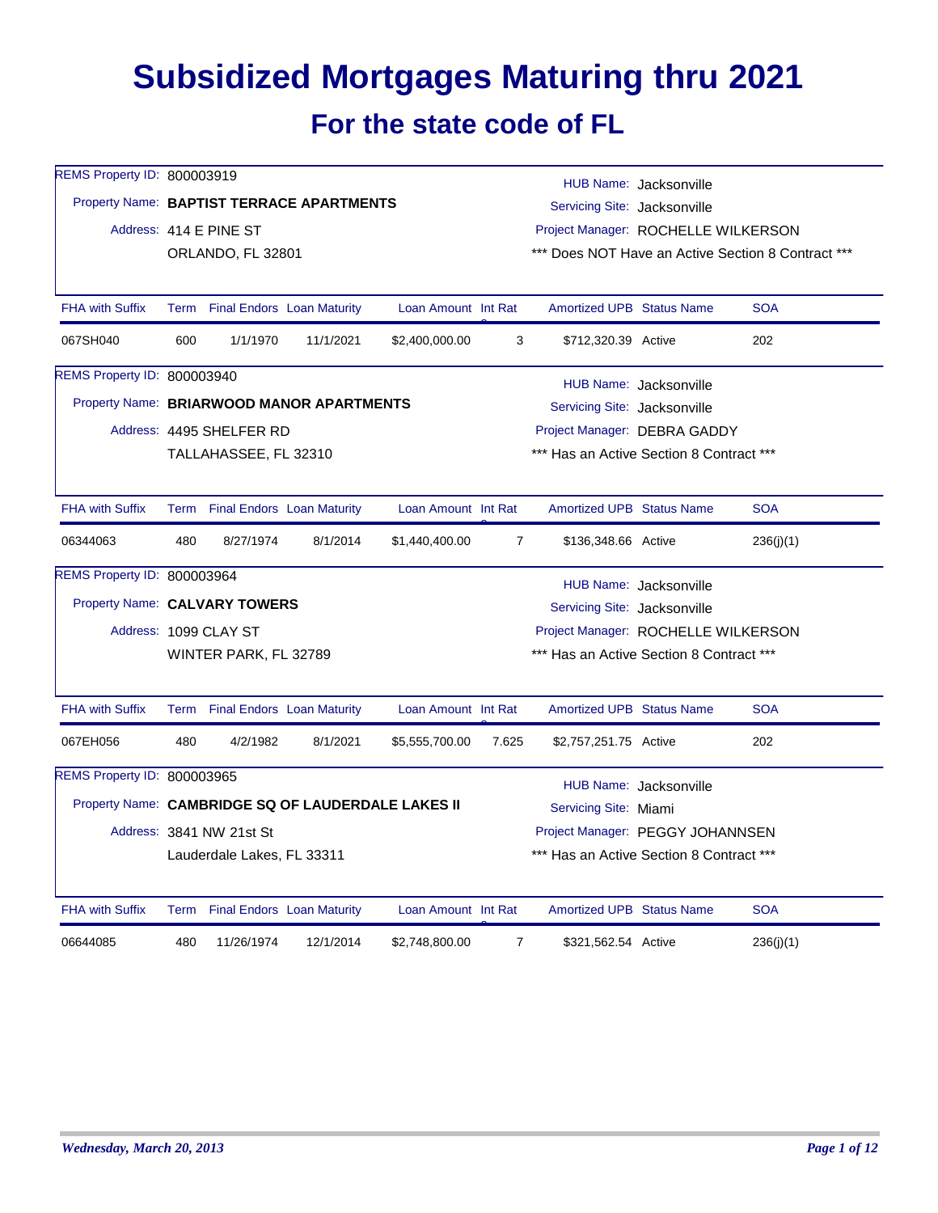# Subsidized Mortgages Maturing thru 2021

## For the state code of FL

REMS Property ID: 800003919
Property Name: **BAPTIST TERRACE APARTMENTS**
Address: 414 E PINE ST
ORLANDO, FL 32801

HUB Name: Jacksonville
Servicing Site: Jacksonville
Project Manager: ROCHELLE WILKERSON
*** Does NOT Have an Active Section 8 Contract ***

| FHA with Suffix | Term | Final Endors | Loan Maturity | Loan Amount | Int Rate | Amortized UPB | Status Name | SOA |
|---|---|---|---|---|---|---|---|---|
| 067SH040 | 600 | 1/1/1970 | 11/1/2021 | $2,400,000.00 | 3 | $712,320.39 | Active | 202 |

REMS Property ID: 800003940
Property Name: **BRIARWOOD MANOR APARTMENTS**
Address: 4495 SHELFER RD
TALLAHASSEE, FL 32310

HUB Name: Jacksonville
Servicing Site: Jacksonville
Project Manager: DEBRA GADDY
*** Has an Active Section 8 Contract ***

| FHA with Suffix | Term | Final Endors | Loan Maturity | Loan Amount | Int Rate | Amortized UPB | Status Name | SOA |
|---|---|---|---|---|---|---|---|---|
| 06344063 | 480 | 8/27/1974 | 8/1/2014 | $1,440,400.00 | 7 | $136,348.66 | Active | 236(j)(1) |

REMS Property ID: 800003964
Property Name: **CALVARY TOWERS**
Address: 1099 CLAY ST
WINTER PARK, FL 32789

HUB Name: Jacksonville
Servicing Site: Jacksonville
Project Manager: ROCHELLE WILKERSON
*** Has an Active Section 8 Contract ***

| FHA with Suffix | Term | Final Endors | Loan Maturity | Loan Amount | Int Rate | Amortized UPB | Status Name | SOA |
|---|---|---|---|---|---|---|---|---|
| 067EH056 | 480 | 4/2/1982 | 8/1/2021 | $5,555,700.00 | 7.625 | $2,757,251.75 | Active | 202 |

REMS Property ID: 800003965
Property Name: **CAMBRIDGE SQ OF LAUDERDALE LAKES II**
Address: 3841 NW 21st St
Lauderdale Lakes, FL 33311

HUB Name: Jacksonville
Servicing Site: Miami
Project Manager: PEGGY JOHANNSEN
*** Has an Active Section 8 Contract ***

| FHA with Suffix | Term | Final Endors | Loan Maturity | Loan Amount | Int Rate | Amortized UPB | Status Name | SOA |
|---|---|---|---|---|---|---|---|---|
| 06644085 | 480 | 11/26/1974 | 12/1/2014 | $2,748,800.00 | 7 | $321,562.54 | Active | 236(j)(1) |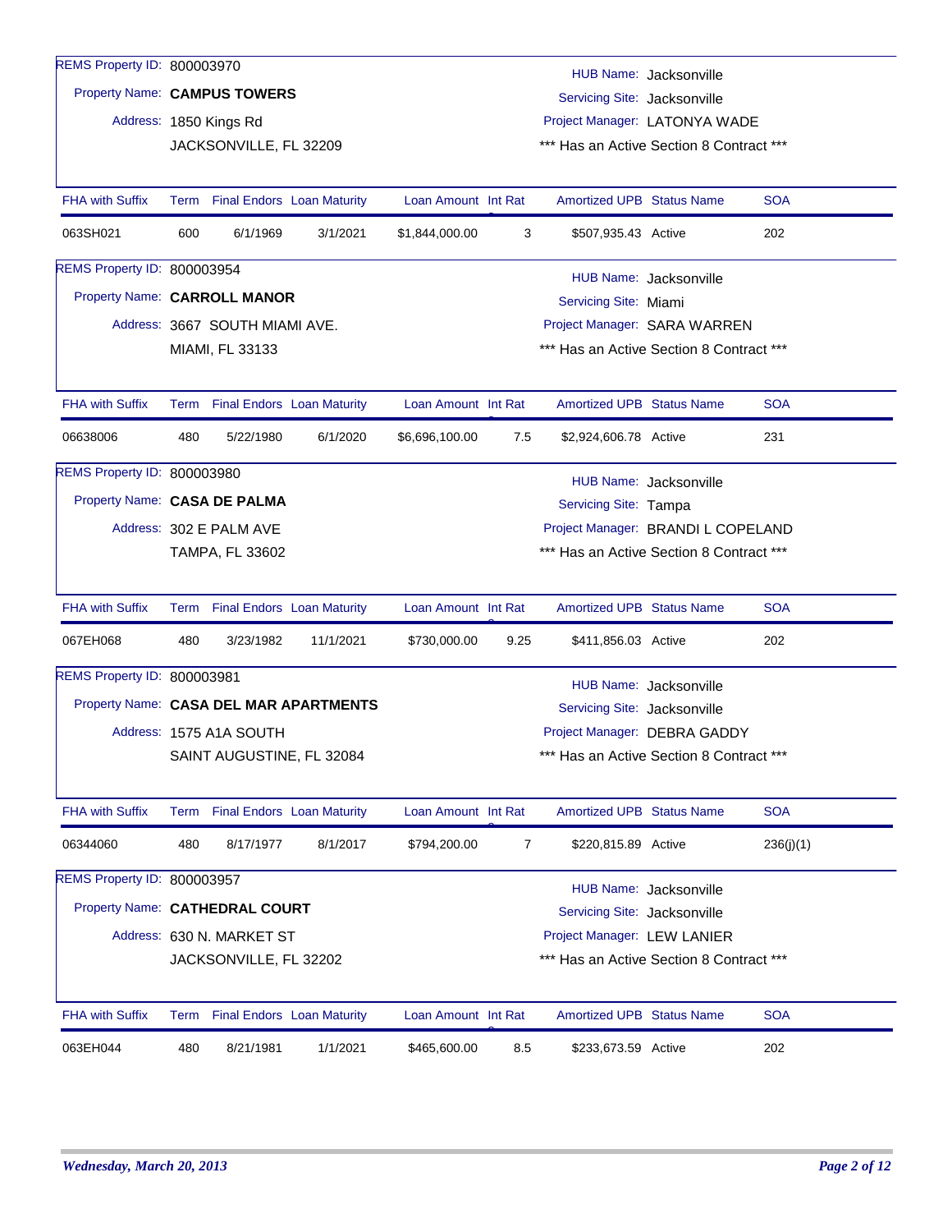REMS Property ID: 800003970

Property Name: **CAMPUS TOWERS**

Address: 1850 Kings Rd
JACKSONVILLE, FL 32209

HUB Name: Jacksonville
Servicing Site: Jacksonville
Project Manager: LATONYA WADE
*** Has an Active Section 8 Contract ***

| FHA with Suffix | Term | Final Endors | Loan Maturity | Loan Amount | Int Rat | Amortized UPB | Status Name | SOA |
|---|---|---|---|---|---|---|---|---|
| 063SH021 | 600 | 6/1/1969 | 3/1/2021 | $1,844,000.00 | 3 | $507,935.43 | Active | 202 |

REMS Property ID: 800003954

Property Name: **CARROLL MANOR**

Address: 3667 SOUTH MIAMI AVE.
MIAMI, FL 33133

HUB Name: Jacksonville
Servicing Site: Miami
Project Manager: SARA WARREN
*** Has an Active Section 8 Contract ***

| FHA with Suffix | Term | Final Endors | Loan Maturity | Loan Amount | Int Rat | Amortized UPB | Status Name | SOA |
|---|---|---|---|---|---|---|---|---|
| 06638006 | 480 | 5/22/1980 | 6/1/2020 | $6,696,100.00 | 7.5 | $2,924,606.78 | Active | 231 |

REMS Property ID: 800003980

Property Name: **CASA DE PALMA**

Address: 302 E PALM AVE
TAMPA, FL 33602

HUB Name: Jacksonville
Servicing Site: Tampa
Project Manager: BRANDI L COPELAND
*** Has an Active Section 8 Contract ***

| FHA with Suffix | Term | Final Endors | Loan Maturity | Loan Amount | Int Rat | Amortized UPB | Status Name | SOA |
|---|---|---|---|---|---|---|---|---|
| 067EH068 | 480 | 3/23/1982 | 11/1/2021 | $730,000.00 | 9.25 | $411,856.03 | Active | 202 |

REMS Property ID: 800003981

Property Name: **CASA DEL MAR APARTMENTS**

Address: 1575 A1A SOUTH
SAINT AUGUSTINE, FL 32084

HUB Name: Jacksonville
Servicing Site: Jacksonville
Project Manager: DEBRA GADDY
*** Has an Active Section 8 Contract ***

| FHA with Suffix | Term | Final Endors | Loan Maturity | Loan Amount | Int Rat | Amortized UPB | Status Name | SOA |
|---|---|---|---|---|---|---|---|---|
| 06344060 | 480 | 8/17/1977 | 8/1/2017 | $794,200.00 | 7 | $220,815.89 | Active | 236(j)(1) |

REMS Property ID: 800003957

Property Name: **CATHEDRAL COURT**

Address: 630 N. MARKET ST
JACKSONVILLE, FL 32202

HUB Name: Jacksonville
Servicing Site: Jacksonville
Project Manager: LEW LANIER
*** Has an Active Section 8 Contract ***

| FHA with Suffix | Term | Final Endors | Loan Maturity | Loan Amount | Int Rat | Amortized UPB | Status Name | SOA |
|---|---|---|---|---|---|---|---|---|
| 063EH044 | 480 | 8/21/1981 | 1/1/2021 | $465,600.00 | 8.5 | $233,673.59 | Active | 202 |

*Wednesday, March 20, 2013*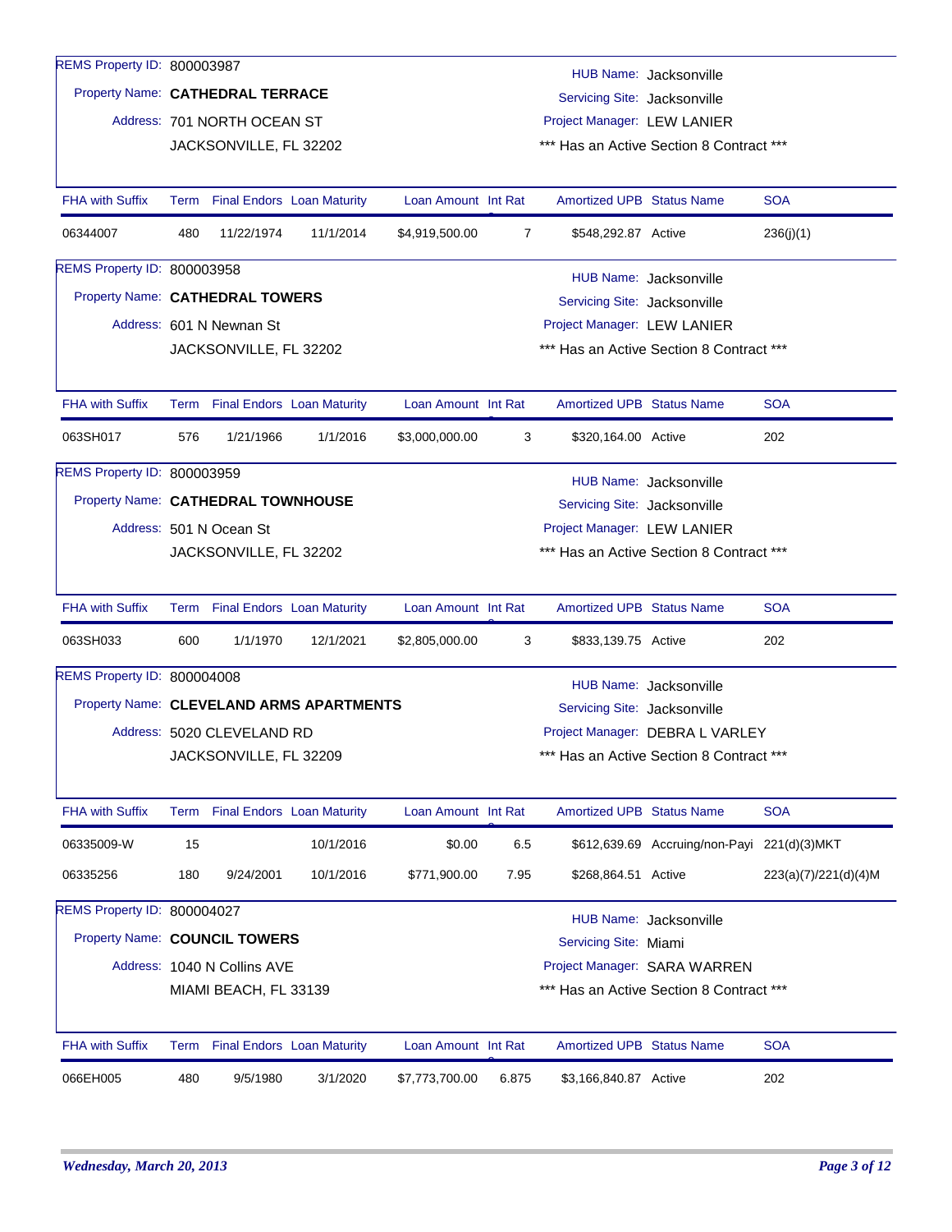REMS Property ID: 800003987

Property Name: **CATHEDRAL TERRACE**

Address: 701 NORTH OCEAN ST
JACKSONVILLE, FL 32202

HUB Name: Jacksonville
Servicing Site: Jacksonville
Project Manager: LEW LANIER
*** Has an Active Section 8 Contract ***

| FHA with Suffix | Term | Final Endors | Loan Maturity | Loan Amount | Int Rate | Amortized UPB | Status Name | SOA |
|---|---|---|---|---|---|---|---|---|
| 06344007 | 480 | 11/22/1974 | 11/1/2014 | $4,919,500.00 | 7 | $548,292.87 | Active | 236(j)(1) |

REMS Property ID: 800003958

Property Name: **CATHEDRAL TOWERS**

Address: 601 N Newnan St
JACKSONVILLE, FL 32202

HUB Name: Jacksonville
Servicing Site: Jacksonville
Project Manager: LEW LANIER
*** Has an Active Section 8 Contract ***

| FHA with Suffix | Term | Final Endors | Loan Maturity | Loan Amount | Int Rate | Amortized UPB | Status Name | SOA |
|---|---|---|---|---|---|---|---|---|
| 063SH017 | 576 | 1/21/1966 | 1/1/2016 | $3,000,000.00 | 3 | $320,164.00 | Active | 202 |

REMS Property ID: 800003959

Property Name: **CATHEDRAL TOWNHOUSE**

Address: 501 N Ocean St
JACKSONVILLE, FL 32202

HUB Name: Jacksonville
Servicing Site: Jacksonville
Project Manager: LEW LANIER
*** Has an Active Section 8 Contract ***

| FHA with Suffix | Term | Final Endors | Loan Maturity | Loan Amount | Int Rate | Amortized UPB | Status Name | SOA |
|---|---|---|---|---|---|---|---|---|
| 063SH033 | 600 | 1/1/1970 | 12/1/2021 | $2,805,000.00 | 3 | $833,139.75 | Active | 202 |

REMS Property ID: 800004008

Property Name: **CLEVELAND ARMS APARTMENTS**

Address: 5020 CLEVELAND RD
JACKSONVILLE, FL 32209

HUB Name: Jacksonville
Servicing Site: Jacksonville
Project Manager: DEBRA L VARLEY
*** Has an Active Section 8 Contract ***

| FHA with Suffix | Term | Final Endors | Loan Maturity | Loan Amount | Int Rate | Amortized UPB | Status Name | SOA |
|---|---|---|---|---|---|---|---|---|
| 06335009-W | 15 | | 10/1/2016 | $0.00 | 6.5 | $612,639.69 | Accruing/non-Payi | 221(d)(3)MKT |
| 06335256 | 180 | 9/24/2001 | 10/1/2016 | $771,900.00 | 7.95 | $268,864.51 | Active | 223(a)(7)/221(d)(4)M |

REMS Property ID: 800004027

Property Name: **COUNCIL TOWERS**

Address: 1040 N Collins AVE
MIAMI BEACH, FL 33139

HUB Name: Jacksonville
Servicing Site: Miami
Project Manager: SARA WARREN
*** Has an Active Section 8 Contract ***

| FHA with Suffix | Term | Final Endors | Loan Maturity | Loan Amount | Int Rate | Amortized UPB | Status Name | SOA |
|---|---|---|---|---|---|---|---|---|
| 066EH005 | 480 | 9/5/1980 | 3/1/2020 | $7,773,700.00 | 6.875 | $3,166,840.87 | Active | 202 |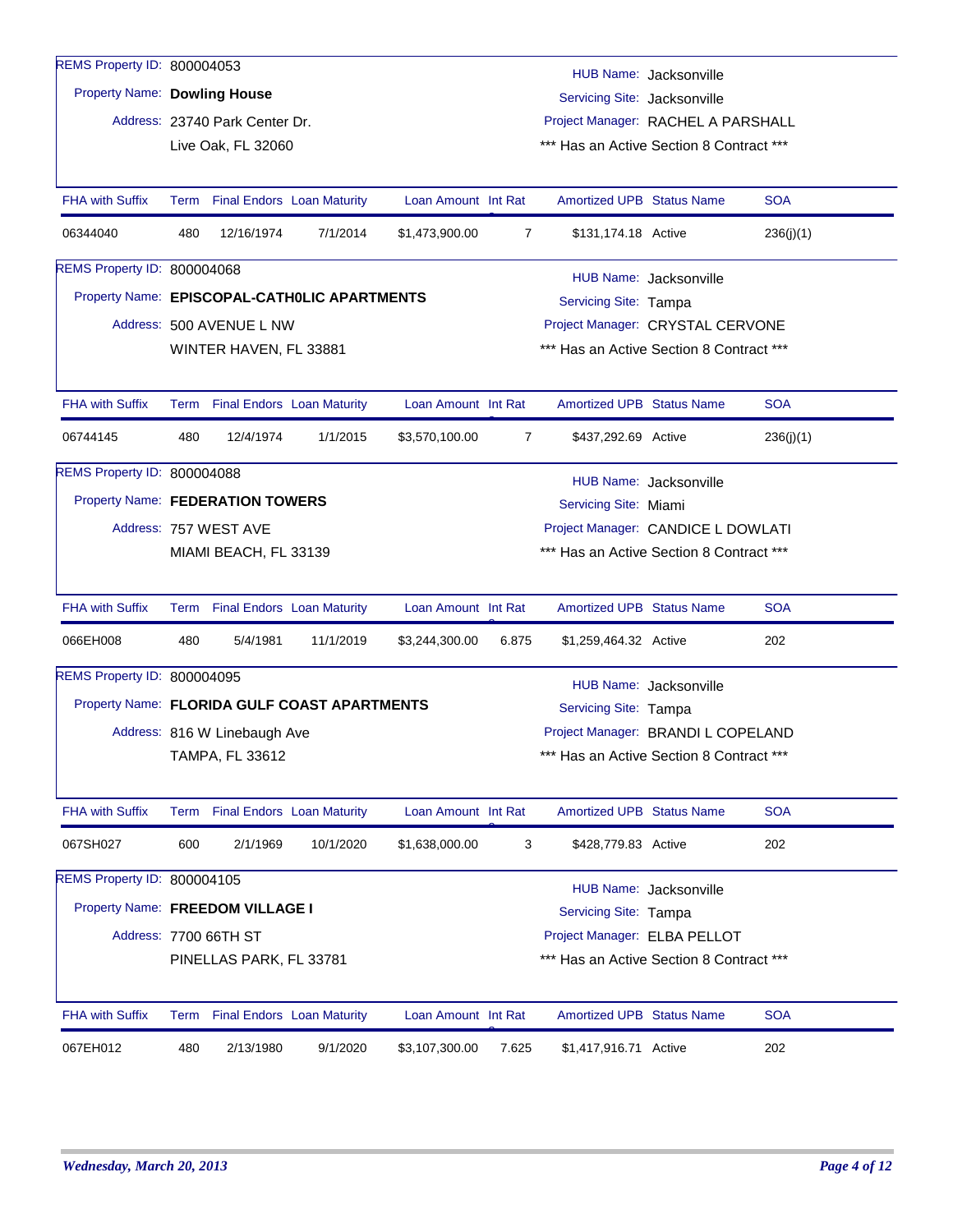REMS Property ID: 800004053

Property Name: **Dowling House**

Address: 23740 Park Center Dr.
Live Oak, FL 32060

HUB Name: Jacksonville
Servicing Site: Jacksonville
Project Manager: RACHEL A PARSHALL
*** Has an Active Section 8 Contract ***

| FHA with Suffix | Term | Final Endors | Loan Maturity | Loan Amount | Int Rat | Amortized UPB | Status Name | SOA |
|---|---|---|---|---|---|---|---|---|
| 06344040 | 480 | 12/16/1974 | 7/1/2014 | $1,473,900.00 | 7 | $131,174.18 | Active | 236(j)(1) |

REMS Property ID: 800004068

Property Name: **EPISCOPAL-CATH0LIC APARTMENTS**

Address: 500 AVENUE L NW
WINTER HAVEN, FL 33881

HUB Name: Jacksonville
Servicing Site: Tampa
Project Manager: CRYSTAL CERVONE
*** Has an Active Section 8 Contract ***

| FHA with Suffix | Term | Final Endors | Loan Maturity | Loan Amount | Int Rat | Amortized UPB | Status Name | SOA |
|---|---|---|---|---|---|---|---|---|
| 06744145 | 480 | 12/4/1974 | 1/1/2015 | $3,570,100.00 | 7 | $437,292.69 | Active | 236(j)(1) |

REMS Property ID: 800004088

Property Name: **FEDERATION TOWERS**

Address: 757 WEST AVE
MIAMI BEACH, FL 33139

HUB Name: Jacksonville
Servicing Site: Miami
Project Manager: CANDICE L DOWLATI
*** Has an Active Section 8 Contract ***

| FHA with Suffix | Term | Final Endors | Loan Maturity | Loan Amount | Int Rat | Amortized UPB | Status Name | SOA |
|---|---|---|---|---|---|---|---|---|
| 066EH008 | 480 | 5/4/1981 | 11/1/2019 | $3,244,300.00 | 6.875 | $1,259,464.32 | Active | 202 |

REMS Property ID: 800004095

Property Name: **FLORIDA GULF COAST APARTMENTS**

Address: 816 W Linebaugh Ave
TAMPA, FL 33612

HUB Name: Jacksonville
Servicing Site: Tampa
Project Manager: BRANDI L COPELAND
*** Has an Active Section 8 Contract ***

| FHA with Suffix | Term | Final Endors | Loan Maturity | Loan Amount | Int Rat | Amortized UPB | Status Name | SOA |
|---|---|---|---|---|---|---|---|---|
| 067SH027 | 600 | 2/1/1969 | 10/1/2020 | $1,638,000.00 | 3 | $428,779.83 | Active | 202 |

REMS Property ID: 800004105

Property Name: **FREEDOM VILLAGE I**

Address: 7700 66TH ST
PINELLAS PARK, FL 33781

HUB Name: Jacksonville
Servicing Site: Tampa
Project Manager: ELBA PELLOT
*** Has an Active Section 8 Contract ***

| FHA with Suffix | Term | Final Endors | Loan Maturity | Loan Amount | Int Rat | Amortized UPB | Status Name | SOA |
|---|---|---|---|---|---|---|---|---|
| 067EH012 | 480 | 2/13/1980 | 9/1/2020 | $3,107,300.00 | 7.625 | $1,417,916.71 | Active | 202 |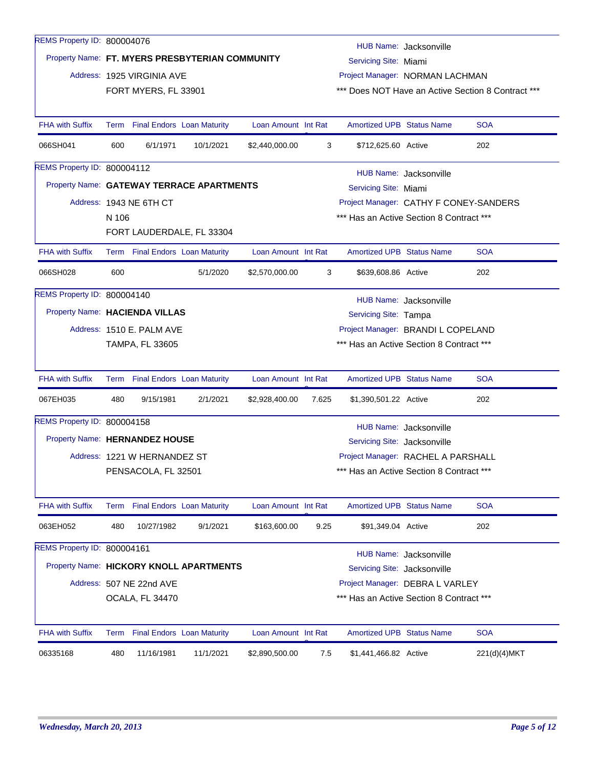REMS Property ID: 800004076

Property Name: **FT. MYERS PRESBYTERIAN COMMUNITY**

Address: 1925 VIRGINIA AVE
FORT MYERS, FL 33901

HUB Name: Jacksonville
Servicing Site: Miami
Project Manager: NORMAN LACHMAN
*** Does NOT Have an Active Section 8 Contract ***

| FHA with Suffix | Term | Final Endors | Loan Maturity | Loan Amount | Int Rat | Amortized UPB | Status Name | SOA |
|---|---|---|---|---|---|---|---|---|
| 066SH041 | 600 | 6/1/1971 | 10/1/2021 | $2,440,000.00 | 3 | $712,625.60 | Active | 202 |

REMS Property ID: 800004112

Property Name: **GATEWAY TERRACE APARTMENTS**

Address: 1943 NE 6TH CT
N 106
FORT LAUDERDALE, FL 33304

HUB Name: Jacksonville
Servicing Site: Miami
Project Manager: CATHY F CONEY-SANDERS
*** Has an Active Section 8 Contract ***

| FHA with Suffix | Term | Final Endors | Loan Maturity | Loan Amount | Int Rat | Amortized UPB | Status Name | SOA |
|---|---|---|---|---|---|---|---|---|
| 066SH028 | 600 | | 5/1/2020 | $2,570,000.00 | 3 | $639,608.86 | Active | 202 |

REMS Property ID: 800004140

Property Name: **HACIENDA VILLAS**

Address: 1510 E. PALM AVE
TAMPA, FL 33605

HUB Name: Jacksonville
Servicing Site: Tampa
Project Manager: BRANDI L COPELAND
*** Has an Active Section 8 Contract ***

| FHA with Suffix | Term | Final Endors | Loan Maturity | Loan Amount | Int Rat | Amortized UPB | Status Name | SOA |
|---|---|---|---|---|---|---|---|---|
| 067EH035 | 480 | 9/15/1981 | 2/1/2021 | $2,928,400.00 | 7.625 | $1,390,501.22 | Active | 202 |

REMS Property ID: 800004158

Property Name: **HERNANDEZ HOUSE**

Address: 1221 W HERNANDEZ ST
PENSACOLA, FL 32501

HUB Name: Jacksonville
Servicing Site: Jacksonville
Project Manager: RACHEL A PARSHALL
*** Has an Active Section 8 Contract ***

| FHA with Suffix | Term | Final Endors | Loan Maturity | Loan Amount | Int Rat | Amortized UPB | Status Name | SOA |
|---|---|---|---|---|---|---|---|---|
| 063EH052 | 480 | 10/27/1982 | 9/1/2021 | $163,600.00 | 9.25 | $91,349.04 | Active | 202 |

REMS Property ID: 800004161

Property Name: **HICKORY KNOLL APARTMENTS**

Address: 507 NE 22nd AVE
OCALA, FL 34470

HUB Name: Jacksonville
Servicing Site: Jacksonville
Project Manager: DEBRA L VARLEY
*** Has an Active Section 8 Contract ***

| FHA with Suffix | Term | Final Endors | Loan Maturity | Loan Amount | Int Rat | Amortized UPB | Status Name | SOA |
|---|---|---|---|---|---|---|---|---|
| 06335168 | 480 | 11/16/1981 | 11/1/2021 | $2,890,500.00 | 7.5 | $1,441,466.82 | Active | 221(d)(4)MKT |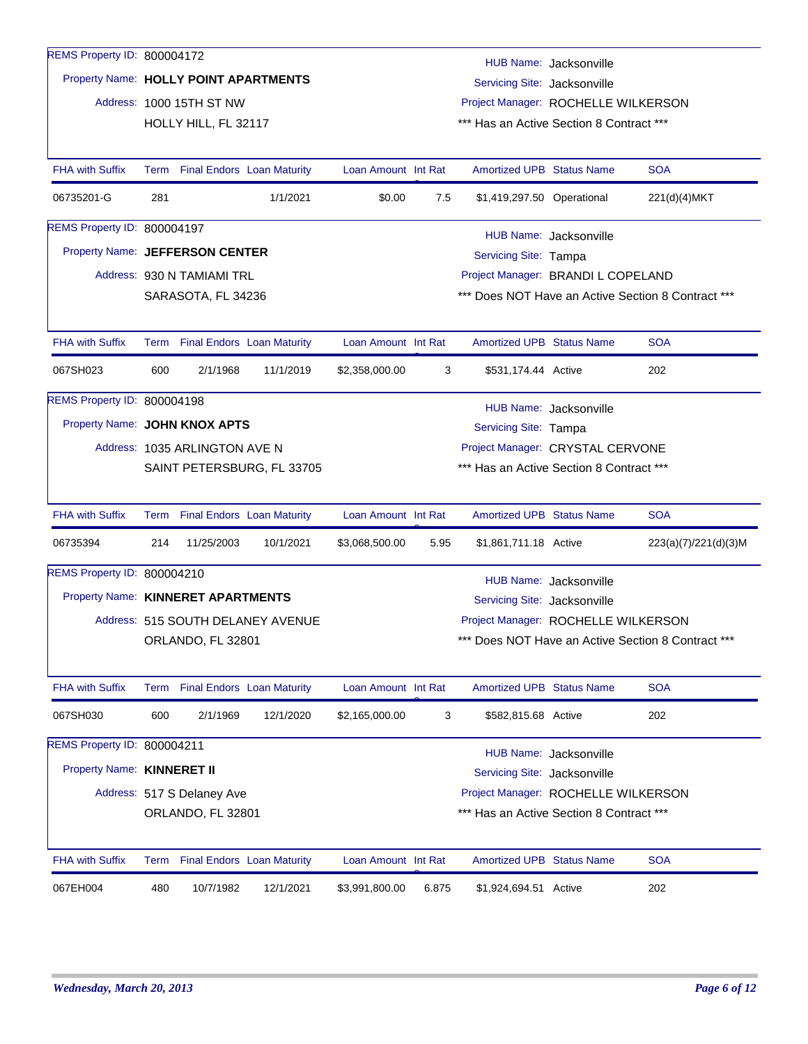REMS Property ID: 800004172
Property Name: **HOLLY POINT APARTMENTS**
Address: 1000 15TH ST NW
HOLLY HILL, FL 32117

HUB Name: Jacksonville
Servicing Site: Jacksonville
Project Manager: ROCHELLE WILKERSON
*** Has an Active Section 8 Contract ***

| FHA with Suffix | Term | Final Endors | Loan Maturity | Loan Amount | Int Rat | Amortized UPB | Status Name | SOA |
|---|---|---|---|---|---|---|---|---|
| 06735201-G | 281 | | 1/1/2021 | $0.00 | 7.5 | $1,419,297.50 | Operational | 221(d)(4)MKT |

REMS Property ID: 800004197
Property Name: **JEFFERSON CENTER**
Address: 930 N TAMIAMI TRL
SARASOTA, FL 34236

HUB Name: Jacksonville
Servicing Site: Tampa
Project Manager: BRANDI L COPELAND
*** Does NOT Have an Active Section 8 Contract ***

| FHA with Suffix | Term | Final Endors | Loan Maturity | Loan Amount | Int Rat | Amortized UPB | Status Name | SOA |
|---|---|---|---|---|---|---|---|---|
| 067SH023 | 600 | 2/1/1968 | 11/1/2019 | $2,358,000.00 | 3 | $531,174.44 | Active | 202 |

REMS Property ID: 800004198
Property Name: **JOHN KNOX APTS**
Address: 1035 ARLINGTON AVE N
SAINT PETERSBURG, FL 33705

HUB Name: Jacksonville
Servicing Site: Tampa
Project Manager: CRYSTAL CERVONE
*** Has an Active Section 8 Contract ***

| FHA with Suffix | Term | Final Endors | Loan Maturity | Loan Amount | Int Rat | Amortized UPB | Status Name | SOA |
|---|---|---|---|---|---|---|---|---|
| 06735394 | 214 | 11/25/2003 | 10/1/2021 | $3,068,500.00 | 5.95 | $1,861,711.18 | Active | 223(a)(7)/221(d)(3)M |

REMS Property ID: 800004210
Property Name: **KINNERET APARTMENTS**
Address: 515 SOUTH DELANEY AVENUE
ORLANDO, FL 32801

HUB Name: Jacksonville
Servicing Site: Jacksonville
Project Manager: ROCHELLE WILKERSON
*** Does NOT Have an Active Section 8 Contract ***

| FHA with Suffix | Term | Final Endors | Loan Maturity | Loan Amount | Int Rat | Amortized UPB | Status Name | SOA |
|---|---|---|---|---|---|---|---|---|
| 067SH030 | 600 | 2/1/1969 | 12/1/2020 | $2,165,000.00 | 3 | $582,815.68 | Active | 202 |

REMS Property ID: 800004211
Property Name: **KINNERET II**
Address: 517 S Delaney Ave
ORLANDO, FL 32801

HUB Name: Jacksonville
Servicing Site: Jacksonville
Project Manager: ROCHELLE WILKERSON
*** Has an Active Section 8 Contract ***

| FHA with Suffix | Term | Final Endors | Loan Maturity | Loan Amount | Int Rat | Amortized UPB | Status Name | SOA |
|---|---|---|---|---|---|---|---|---|
| 067EH004 | 480 | 10/7/1982 | 12/1/2021 | $3,991,800.00 | 6.875 | $1,924,694.51 | Active | 202 |

*Wednesday, March 20, 2013*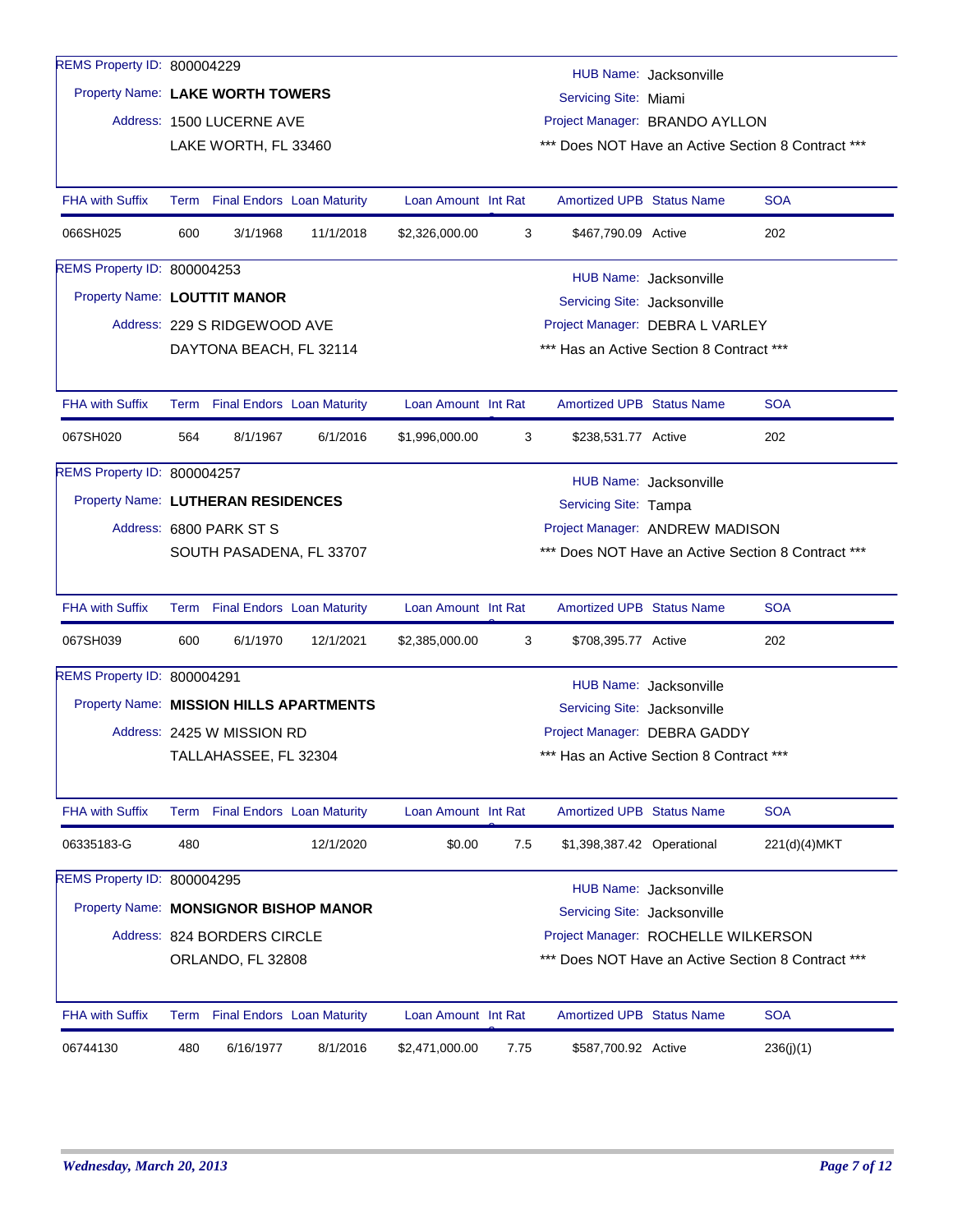REMS Property ID: 800004229

Property Name: **LAKE WORTH TOWERS**

Address: 1500 LUCERNE AVE
LAKE WORTH, FL 33460

HUB Name: Jacksonville
Servicing Site: Miami
Project Manager: BRANDO AYLLON
*** Does NOT Have an Active Section 8 Contract ***

| FHA with Suffix | Term | Final Endors | Loan Maturity | Loan Amount | Int Rate | Amortized UPB | Status Name | SOA |
|---|---|---|---|---|---|---|---|---|
| 066SH025 | 600 | 3/1/1968 | 11/1/2018 | $2,326,000.00 | 3 | $467,790.09 | Active | 202 |

REMS Property ID: 800004253

Property Name: **LOUTTIT MANOR**

Address: 229 S RIDGEWOOD AVE
DAYTONA BEACH, FL 32114

HUB Name: Jacksonville
Servicing Site: Jacksonville
Project Manager: DEBRA L VARLEY
*** Has an Active Section 8 Contract ***

| FHA with Suffix | Term | Final Endors | Loan Maturity | Loan Amount | Int Rate | Amortized UPB | Status Name | SOA |
|---|---|---|---|---|---|---|---|---|
| 067SH020 | 564 | 8/1/1967 | 6/1/2016 | $1,996,000.00 | 3 | $238,531.77 | Active | 202 |

REMS Property ID: 800004257

Property Name: **LUTHERAN RESIDENCES**

Address: 6800 PARK ST S
SOUTH PASADENA, FL 33707

HUB Name: Jacksonville
Servicing Site: Tampa
Project Manager: ANDREW MADISON
*** Does NOT Have an Active Section 8 Contract ***

| FHA with Suffix | Term | Final Endors | Loan Maturity | Loan Amount | Int Rate | Amortized UPB | Status Name | SOA |
|---|---|---|---|---|---|---|---|---|
| 067SH039 | 600 | 6/1/1970 | 12/1/2021 | $2,385,000.00 | 3 | $708,395.77 | Active | 202 |

REMS Property ID: 800004291

Property Name: **MISSION HILLS APARTMENTS**

Address: 2425 W MISSION RD
TALLAHASSEE, FL 32304

HUB Name: Jacksonville
Servicing Site: Jacksonville
Project Manager: DEBRA GADDY
*** Has an Active Section 8 Contract ***

| FHA with Suffix | Term | Final Endors | Loan Maturity | Loan Amount | Int Rate | Amortized UPB | Status Name | SOA |
|---|---|---|---|---|---|---|---|---|
| 06335183-G | 480 | | 12/1/2020 | $0.00 | 7.5 | $1,398,387.42 | Operational | 221(d)(4)MKT |

REMS Property ID: 800004295

Property Name: **MONSIGNOR BISHOP MANOR**

Address: 824 BORDERS CIRCLE
ORLANDO, FL 32808

HUB Name: Jacksonville
Servicing Site: Jacksonville
Project Manager: ROCHELLE WILKERSON
*** Does NOT Have an Active Section 8 Contract ***

| FHA with Suffix | Term | Final Endors | Loan Maturity | Loan Amount | Int Rate | Amortized UPB | Status Name | SOA |
|---|---|---|---|---|---|---|---|---|
| 06744130 | 480 | 6/16/1977 | 8/1/2016 | $2,471,000.00 | 7.75 | $587,700.92 | Active | 236(j)(1) |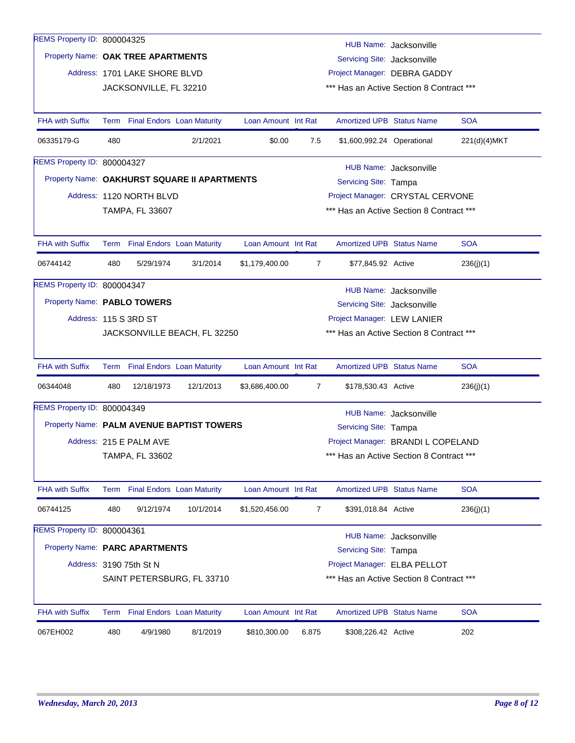REMS Property ID: 800004325

Property Name: **OAK TREE APARTMENTS**

Address: 1701 LAKE SHORE BLVD
JACKSONVILLE, FL 32210

HUB Name: Jacksonville
Servicing Site: Jacksonville
Project Manager: DEBRA GADDY
*** Has an Active Section 8 Contract ***

| FHA with Suffix | Term | Final Endors | Loan Maturity | Loan Amount | Int Rate | Amortized UPB | Status Name | SOA |
|---|---|---|---|---|---|---|---|---|
| 06335179-G | 480 | | 2/1/2021 | $0.00 | 7.5 | $1,600,992.24 | Operational | 221(d)(4)MKT |

REMS Property ID: 800004327

Property Name: **OAKHURST SQUARE II APARTMENTS**

Address: 1120 NORTH BLVD
TAMPA, FL 33607

HUB Name: Jacksonville
Servicing Site: Tampa
Project Manager: CRYSTAL CERVONE
*** Has an Active Section 8 Contract ***

| FHA with Suffix | Term | Final Endors | Loan Maturity | Loan Amount | Int Rate | Amortized UPB | Status Name | SOA |
|---|---|---|---|---|---|---|---|---|
| 06744142 | 480 | 5/29/1974 | 3/1/2014 | $1,179,400.00 | 7 | $77,845.92 | Active | 236(j)(1) |

REMS Property ID: 800004347

Property Name: **PABLO TOWERS**

Address: 115 S 3RD ST
JACKSONVILLE BEACH, FL 32250

HUB Name: Jacksonville
Servicing Site: Jacksonville
Project Manager: LEW LANIER
*** Has an Active Section 8 Contract ***

| FHA with Suffix | Term | Final Endors | Loan Maturity | Loan Amount | Int Rate | Amortized UPB | Status Name | SOA |
|---|---|---|---|---|---|---|---|---|
| 06344048 | 480 | 12/18/1973 | 12/1/2013 | $3,686,400.00 | 7 | $178,530.43 | Active | 236(j)(1) |

REMS Property ID: 800004349

Property Name: **PALM AVENUE BAPTIST TOWERS**

Address: 215 E PALM AVE
TAMPA, FL 33602

HUB Name: Jacksonville
Servicing Site: Tampa
Project Manager: BRANDI L COPELAND
*** Has an Active Section 8 Contract ***

| FHA with Suffix | Term | Final Endors | Loan Maturity | Loan Amount | Int Rate | Amortized UPB | Status Name | SOA |
|---|---|---|---|---|---|---|---|---|
| 06744125 | 480 | 9/12/1974 | 10/1/2014 | $1,520,456.00 | 7 | $391,018.84 | Active | 236(j)(1) |

REMS Property ID: 800004361

Property Name: **PARC APARTMENTS**

Address: 3190 75th St N
SAINT PETERSBURG, FL 33710

HUB Name: Jacksonville
Servicing Site: Tampa
Project Manager: ELBA PELLOT
*** Has an Active Section 8 Contract ***

| FHA with Suffix | Term | Final Endors | Loan Maturity | Loan Amount | Int Rate | Amortized UPB | Status Name | SOA |
|---|---|---|---|---|---|---|---|---|
| 067EH002 | 480 | 4/9/1980 | 8/1/2019 | $810,300.00 | 6.875 | $308,226.42 | Active | 202 |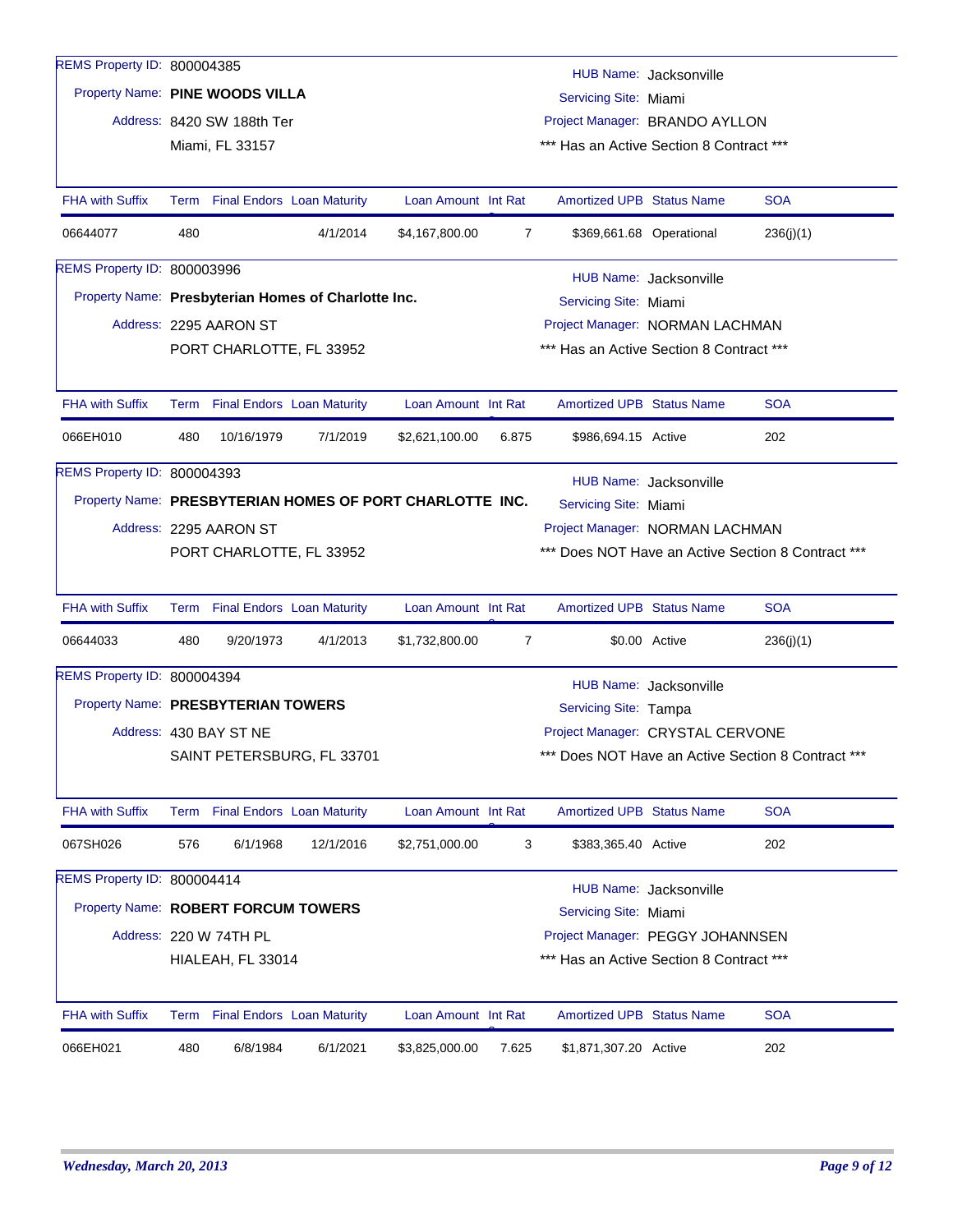REMS Property ID: 800004385

Property Name: **PINE WOODS VILLA**

Address: 8420 SW 188th Ter
Miami, FL 33157

HUB Name: Jacksonville
Servicing Site: Miami
Project Manager: BRANDO AYLLON
*** Has an Active Section 8 Contract ***

| FHA with Suffix | Term | Final Endors | Loan Maturity | Loan Amount | Int Rat | Amortized UPB | Status Name | SOA |
|---|---|---|---|---|---|---|---|---|
| 06644077 | 480 | | 4/1/2014 | $4,167,800.00 | 7 | $369,661.68 | Operational | 236(j)(1) |

REMS Property ID: 800003996

Property Name: **Presbyterian Homes of Charlotte Inc.**

Address: 2295 AARON ST
PORT CHARLOTTE, FL 33952

HUB Name: Jacksonville
Servicing Site: Miami
Project Manager: NORMAN LACHMAN
*** Has an Active Section 8 Contract ***

| FHA with Suffix | Term | Final Endors | Loan Maturity | Loan Amount | Int Rat | Amortized UPB | Status Name | SOA |
|---|---|---|---|---|---|---|---|---|
| 066EH010 | 480 | 10/16/1979 | 7/1/2019 | $2,621,100.00 | 6.875 | $986,694.15 | Active | 202 |

REMS Property ID: 800004393

Property Name: **PRESBYTERIAN HOMES OF PORT CHARLOTTE INC.**

Address: 2295 AARON ST
PORT CHARLOTTE, FL 33952

HUB Name: Jacksonville
Servicing Site: Miami
Project Manager: NORMAN LACHMAN
*** Does NOT Have an Active Section 8 Contract ***

| FHA with Suffix | Term | Final Endors | Loan Maturity | Loan Amount | Int Rat | Amortized UPB | Status Name | SOA |
|---|---|---|---|---|---|---|---|---|
| 06644033 | 480 | 9/20/1973 | 4/1/2013 | $1,732,800.00 | 7 | $0.00 | Active | 236(j)(1) |

REMS Property ID: 800004394

Property Name: **PRESBYTERIAN TOWERS**

Address: 430 BAY ST NE
SAINT PETERSBURG, FL 33701

HUB Name: Jacksonville
Servicing Site: Tampa
Project Manager: CRYSTAL CERVONE
*** Does NOT Have an Active Section 8 Contract ***

| FHA with Suffix | Term | Final Endors | Loan Maturity | Loan Amount | Int Rat | Amortized UPB | Status Name | SOA |
|---|---|---|---|---|---|---|---|---|
| 067SH026 | 576 | 6/1/1968 | 12/1/2016 | $2,751,000.00 | 3 | $383,365.40 | Active | 202 |

REMS Property ID: 800004414

Property Name: **ROBERT FORCUM TOWERS**

Address: 220 W 74TH PL
HIALEAH, FL 33014

HUB Name: Jacksonville
Servicing Site: Miami
Project Manager: PEGGY JOHANNSEN
*** Has an Active Section 8 Contract ***

| FHA with Suffix | Term | Final Endors | Loan Maturity | Loan Amount | Int Rat | Amortized UPB | Status Name | SOA |
|---|---|---|---|---|---|---|---|---|
| 066EH021 | 480 | 6/8/1984 | 6/1/2021 | $3,825,000.00 | 7.625 | $1,871,307.20 | Active | 202 |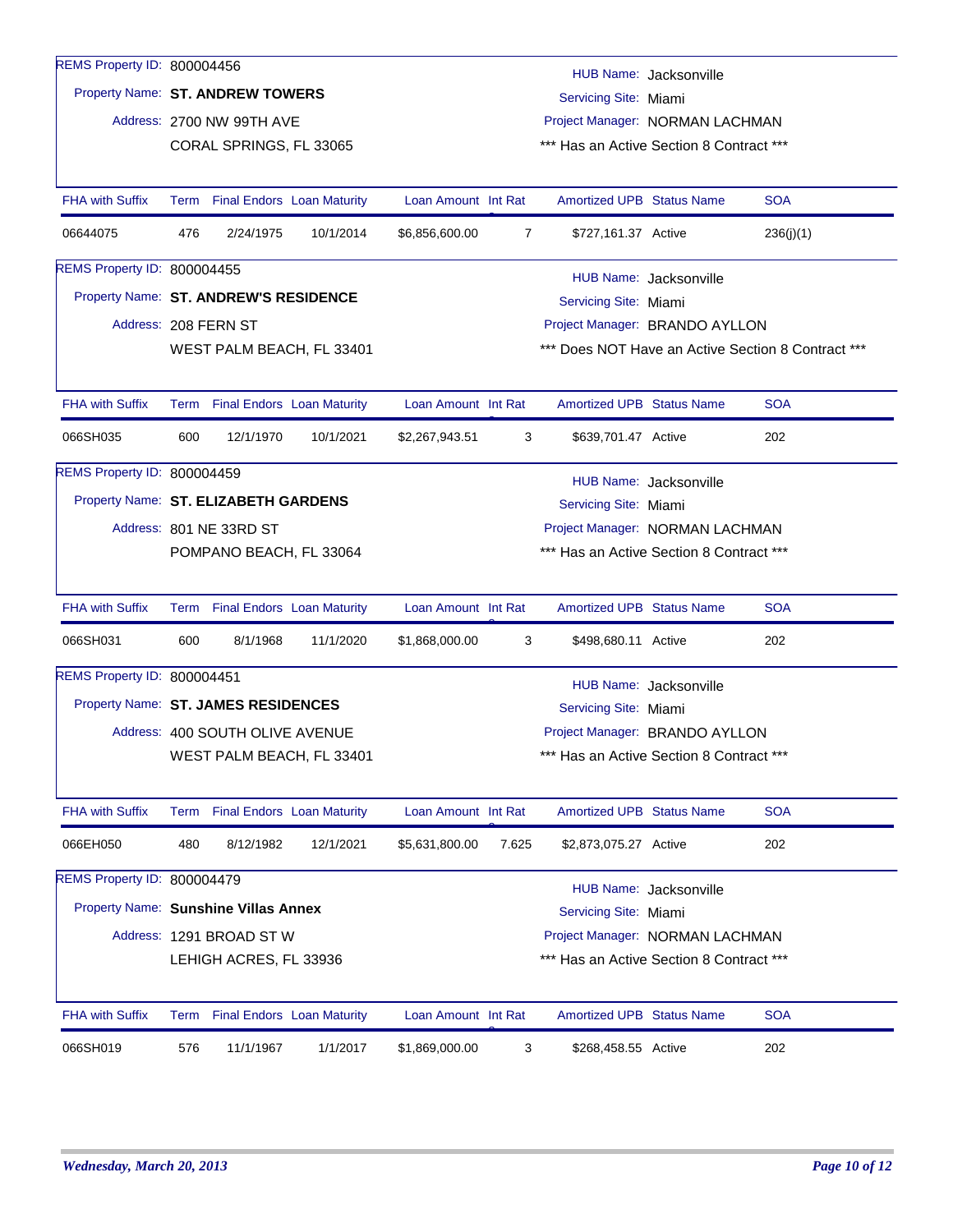REMS Property ID: 800004456

Property Name: **ST. ANDREW TOWERS**

Address: 2700 NW 99TH AVE
CORAL SPRINGS, FL 33065

HUB Name: Jacksonville
Servicing Site: Miami
Project Manager: NORMAN LACHMAN
*** Has an Active Section 8 Contract ***

| FHA with Suffix | Term | Final Endors | Loan Maturity | Loan Amount | Int Rate | Amortized UPB | Status Name | SOA |
|---|---|---|---|---|---|---|---|---|
| 06644075 | 476 | 2/24/1975 | 10/1/2014 | $6,856,600.00 | 7 | $727,161.37 | Active | 236(j)(1) |

REMS Property ID: 800004455

Property Name: **ST. ANDREW'S RESIDENCE**

Address: 208 FERN ST
WEST PALM BEACH, FL 33401

HUB Name: Jacksonville
Servicing Site: Miami
Project Manager: BRANDO AYLLON
*** Does NOT Have an Active Section 8 Contract ***

| FHA with Suffix | Term | Final Endors | Loan Maturity | Loan Amount | Int Rate | Amortized UPB | Status Name | SOA |
|---|---|---|---|---|---|---|---|---|
| 066SH035 | 600 | 12/1/1970 | 10/1/2021 | $2,267,943.51 | 3 | $639,701.47 | Active | 202 |

REMS Property ID: 800004459

Property Name: **ST. ELIZABETH GARDENS**

Address: 801 NE 33RD ST
POMPANO BEACH, FL 33064

HUB Name: Jacksonville
Servicing Site: Miami
Project Manager: NORMAN LACHMAN
*** Has an Active Section 8 Contract ***

| FHA with Suffix | Term | Final Endors | Loan Maturity | Loan Amount | Int Rate | Amortized UPB | Status Name | SOA |
|---|---|---|---|---|---|---|---|---|
| 066SH031 | 600 | 8/1/1968 | 11/1/2020 | $1,868,000.00 | 3 | $498,680.11 | Active | 202 |

REMS Property ID: 800004451

Property Name: **ST. JAMES RESIDENCES**

Address: 400 SOUTH OLIVE AVENUE
WEST PALM BEACH, FL 33401

HUB Name: Jacksonville
Servicing Site: Miami
Project Manager: BRANDO AYLLON
*** Has an Active Section 8 Contract ***

| FHA with Suffix | Term | Final Endors | Loan Maturity | Loan Amount | Int Rate | Amortized UPB | Status Name | SOA |
|---|---|---|---|---|---|---|---|---|
| 066EH050 | 480 | 8/12/1982 | 12/1/2021 | $5,631,800.00 | 7.625 | $2,873,075.27 | Active | 202 |

REMS Property ID: 800004479

Property Name: **Sunshine Villas Annex**

Address: 1291 BROAD ST W
LEHIGH ACRES, FL 33936

HUB Name: Jacksonville
Servicing Site: Miami
Project Manager: NORMAN LACHMAN
*** Has an Active Section 8 Contract ***

| FHA with Suffix | Term | Final Endors | Loan Maturity | Loan Amount | Int Rate | Amortized UPB | Status Name | SOA |
|---|---|---|---|---|---|---|---|---|
| 066SH019 | 576 | 11/1/1967 | 1/1/2017 | $1,869,000.00 | 3 | $268,458.55 | Active | 202 |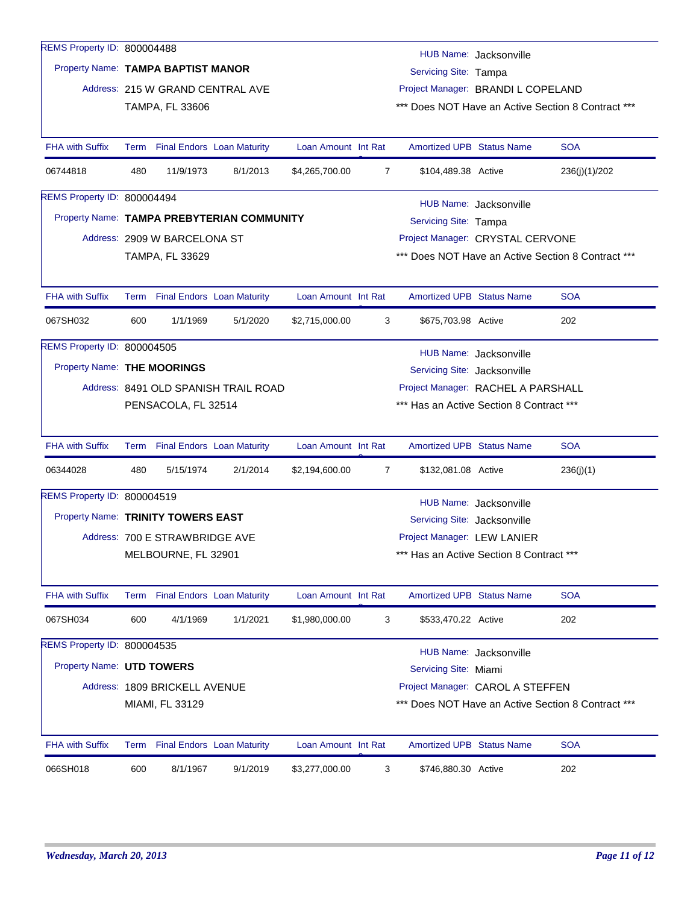REMS Property ID: 800004488

Property Name: **TAMPA BAPTIST MANOR**

Address: 215 W GRAND CENTRAL AVE
TAMPA, FL 33606

HUB Name: Jacksonville
Servicing Site: Tampa
Project Manager: BRANDI L COPELAND
*** Does NOT Have an Active Section 8 Contract ***

| FHA with Suffix | Term | Final Endors | Loan Maturity | Loan Amount | Int Rate | Amortized UPB | Status Name | SOA |
|---|---|---|---|---|---|---|---|---|
| 06744818 | 480 | 11/9/1973 | 8/1/2013 | $4,265,700.00 | 7 | $104,489.38 | Active | 236(j)(1)/202 |

REMS Property ID: 800004494

Property Name: **TAMPA PREBYTERIAN COMMUNITY**

Address: 2909 W BARCELONA ST
TAMPA, FL 33629

HUB Name: Jacksonville
Servicing Site: Tampa
Project Manager: CRYSTAL CERVONE
*** Does NOT Have an Active Section 8 Contract ***

| FHA with Suffix | Term | Final Endors | Loan Maturity | Loan Amount | Int Rate | Amortized UPB | Status Name | SOA |
|---|---|---|---|---|---|---|---|---|
| 067SH032 | 600 | 1/1/1969 | 5/1/2020 | $2,715,000.00 | 3 | $675,703.98 | Active | 202 |

REMS Property ID: 800004505

Property Name: **THE MOORINGS**

Address: 8491 OLD SPANISH TRAIL ROAD
PENSACOLA, FL 32514

HUB Name: Jacksonville
Servicing Site: Jacksonville
Project Manager: RACHEL A PARSHALL
*** Has an Active Section 8 Contract ***

| FHA with Suffix | Term | Final Endors | Loan Maturity | Loan Amount | Int Rate | Amortized UPB | Status Name | SOA |
|---|---|---|---|---|---|---|---|---|
| 06344028 | 480 | 5/15/1974 | 2/1/2014 | $2,194,600.00 | 7 | $132,081.08 | Active | 236(j)(1) |

REMS Property ID: 800004519

Property Name: **TRINITY TOWERS EAST**

Address: 700 E STRAWBRIDGE AVE
MELBOURNE, FL 32901

HUB Name: Jacksonville
Servicing Site: Jacksonville
Project Manager: LEW LANIER
*** Has an Active Section 8 Contract ***

| FHA with Suffix | Term | Final Endors | Loan Maturity | Loan Amount | Int Rate | Amortized UPB | Status Name | SOA |
|---|---|---|---|---|---|---|---|---|
| 067SH034 | 600 | 4/1/1969 | 1/1/2021 | $1,980,000.00 | 3 | $533,470.22 | Active | 202 |

REMS Property ID: 800004535

Property Name: **UTD TOWERS**

Address: 1809 BRICKELL AVENUE
MIAMI, FL 33129

HUB Name: Jacksonville
Servicing Site: Miami
Project Manager: CAROL A STEFFEN
*** Does NOT Have an Active Section 8 Contract ***

| FHA with Suffix | Term | Final Endors | Loan Maturity | Loan Amount | Int Rate | Amortized UPB | Status Name | SOA |
|---|---|---|---|---|---|---|---|---|
| 066SH018 | 600 | 8/1/1967 | 9/1/2019 | $3,277,000.00 | 3 | $746,880.30 | Active | 202 |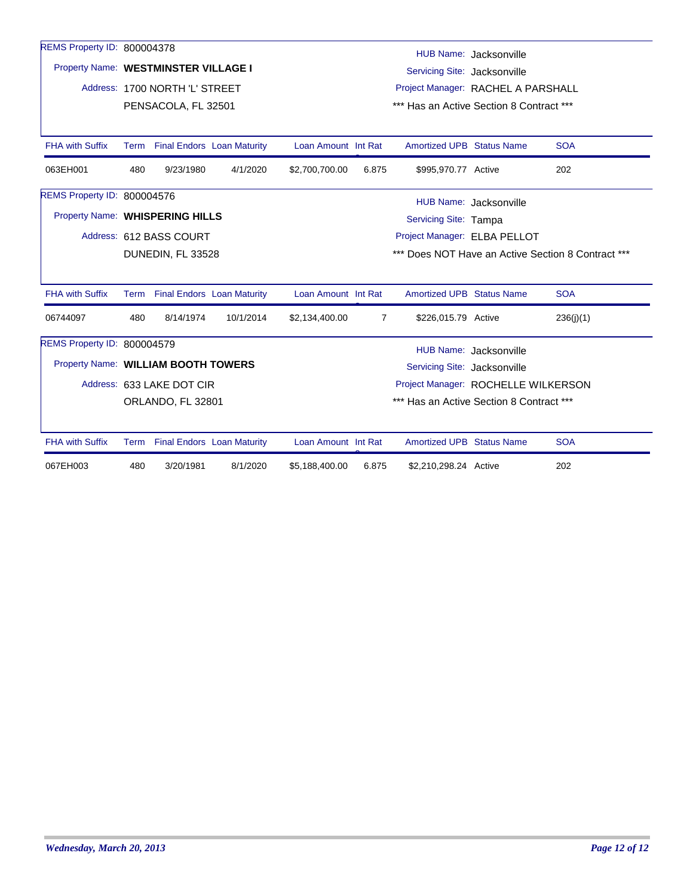REMS Property ID: 800004378

Property Name: **WESTMINSTER VILLAGE I**

Address: 1700 NORTH 'L' STREET
PENSACOLA, FL 32501

HUB Name: Jacksonville
Servicing Site: Jacksonville
Project Manager: RACHEL A PARSHALL
*** Has an Active Section 8 Contract ***

| FHA with Suffix | Term | Final Endors | Loan Maturity | Loan Amount | Int Rate | Amortized UPB | Status Name | SOA |
|---|---|---|---|---|---|---|---|---|
| 063EH001 | 480 | 9/23/1980 | 4/1/2020 | $2,700,700.00 | 6.875 | $995,970.77 | Active | 202 |

REMS Property ID: 800004576

Property Name: **WHISPERING HILLS**

Address: 612 BASS COURT
DUNEDIN, FL 33528

HUB Name: Jacksonville
Servicing Site: Tampa
Project Manager: ELBA PELLOT
*** Does NOT Have an Active Section 8 Contract ***

| FHA with Suffix | Term | Final Endors | Loan Maturity | Loan Amount | Int Rate | Amortized UPB | Status Name | SOA |
|---|---|---|---|---|---|---|---|---|
| 06744097 | 480 | 8/14/1974 | 10/1/2014 | $2,134,400.00 | 7 | $226,015.79 | Active | 236(j)(1) |

REMS Property ID: 800004579

Property Name: **WILLIAM BOOTH TOWERS**

Address: 633 LAKE DOT CIR
ORLANDO, FL 32801

HUB Name: Jacksonville
Servicing Site: Jacksonville
Project Manager: ROCHELLE WILKERSON
*** Has an Active Section 8 Contract ***

| FHA with Suffix | Term | Final Endors | Loan Maturity | Loan Amount | Int Rate | Amortized UPB | Status Name | SOA |
|---|---|---|---|---|---|---|---|---|
| 067EH003 | 480 | 3/20/1981 | 8/1/2020 | $5,188,400.00 | 6.875 | $2,210,298.24 | Active | 202 |